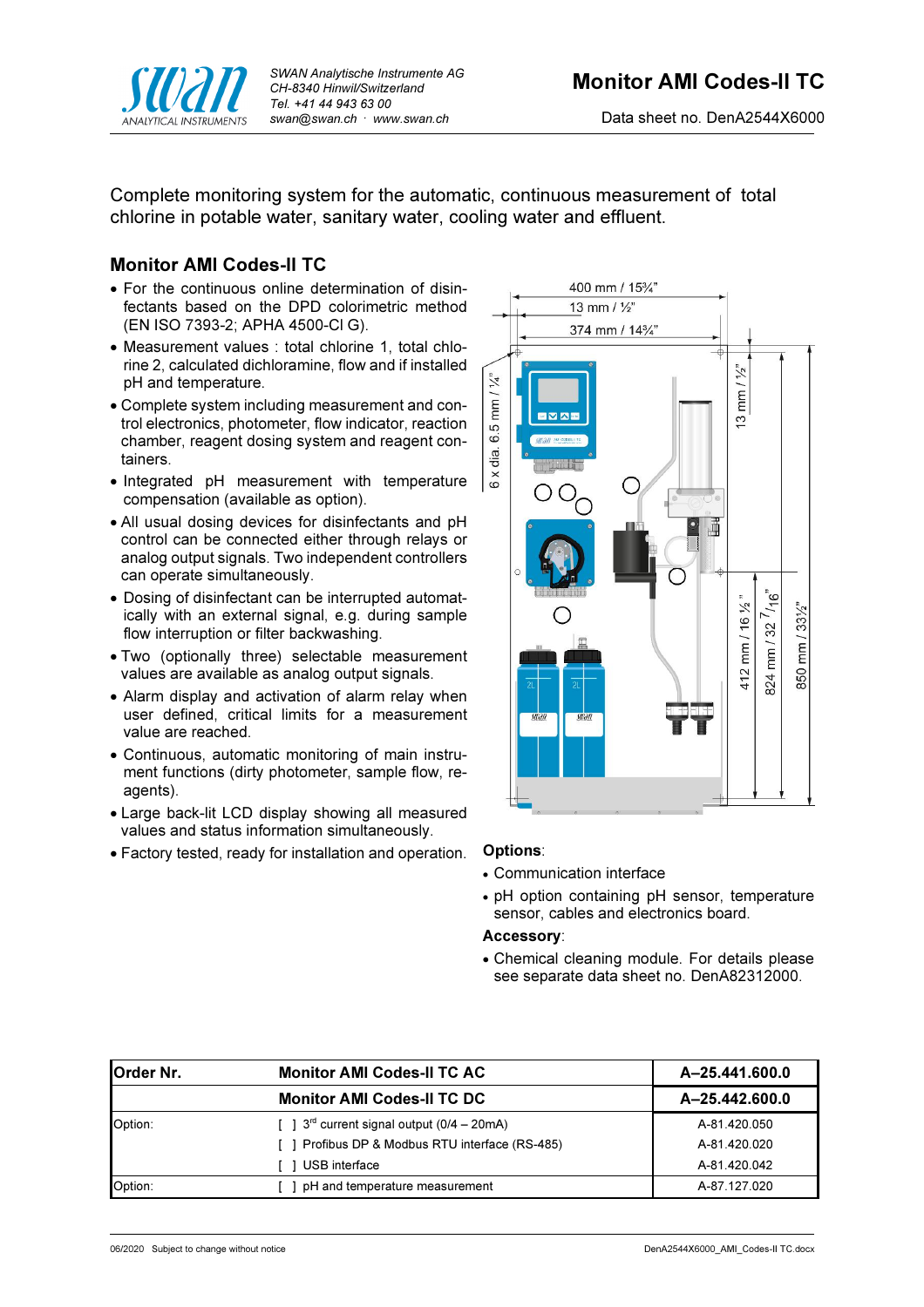# Monitor AMI Codes-II TC

Data sheet no. DenA2544X6000

Complete monitoring system for the automatic, continuous measurement of total chlorine in potable water, sanitary water, cooling water and effluent.

## Monitor AMI Codes-II TC

- For the continuous online determination of disinfectants based on the DPD colorimetric method (EN ISO 7393-2; APHA 4500-Cl G).
- Measurement values : total chlorine 1, total chlorine 2, calculated dichloramine, flow and if installed pH and temperature.
- Complete system including measurement and control electronics, photometer, flow indicator, reaction chamber, reagent dosing system and reagent containers.
- Integrated pH measurement with temperature compensation (available as option).
- All usual dosing devices for disinfectants and pH control can be connected either through relays or analog output signals. Two independent controllers can operate simultaneously.
- Dosing of disinfectant can be interrupted automatically with an external signal, e.g. during sample flow interruption or filter backwashing.
- Two (optionally three) selectable measurement values are available as analog output signals.
- Alarm display and activation of alarm relay when user defined, critical limits for a measurement value are reached.
- Continuous, automatic monitoring of main instrument functions (dirty photometer, sample flow, reagents).
- Large back-lit LCD display showing all measured values and status information simultaneously.
- Factory tested, ready for installation and operation.

400 mm / 15¾"
13 mm / ½"
374 mm / 14¾"
6 x dia. 6.5 mm / ¼"
13 mm / ½"
412 mm / 16 ½"
824 mm / 32 7/16"
850 mm / 33½"

**Options**:

- Communication interface
- pH option containing pH sensor, temperature sensor, cables and electronics board.

**Accessory**:

- Chemical cleaning module. For details please see separate data sheet no. DenA82312000.

| Order Nr. | Monitor AMI Codes-II TC AC | A–25.441.600.0 |
|---|---|---|
| | **Monitor AMI Codes-II TC DC** | **A–25.442.600.0** |
| Option: | [ ] 3rd current signal output (0/4 – 20mA) | A-81.420.050 |
| | [ ] Profibus DP & Modbus RTU interface (RS-485) | A-81.420.020 |
| | [ ] USB interface | A-81.420.042 |
| Option: | [ ] pH and temperature measurement | A-87.127.020 |

06/2020 Subject to change without notice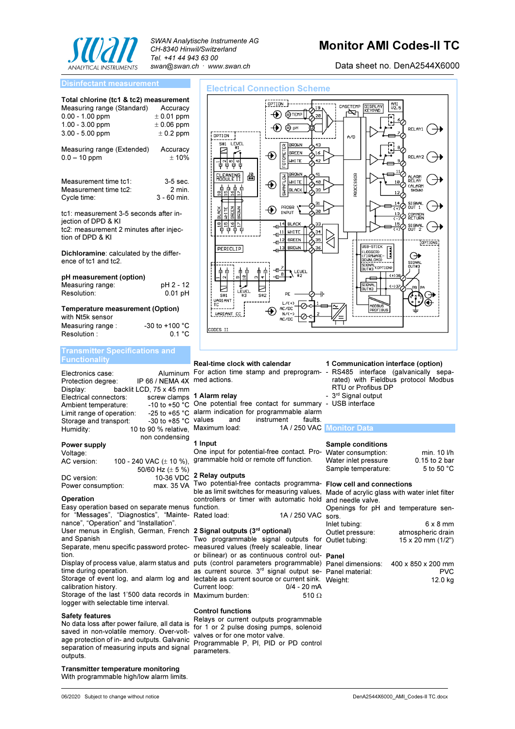**SWAN Analytische Instrumente AG**
CH-8340 Hinwil/Switzerland
Tel. +41 44 943 63 00
swan@swan.ch · www.swan.ch

# Monitor AMI Codes-II TC

Data sheet no. DenA2544X6000

## Disinfectant measurement

**Total chlorine (tc1 & tc2) measurement**

| Measuring range (Standard) | Accuracy |
|---|---|
| 0.00 - 1.00 ppm | ± 0.01 ppm |
| 1.00 - 3.00 ppm | ± 0.06 ppm |
| 3.00 - 5.00 ppm | ± 0.2 ppm |

| Measuring range (Extended) | Accuracy |
|---|---|
| 0.0 – 10 ppm | ± 10% |

| | |
|---|---|
| Measurement time tc1: | 3-5 sec. |
| Measurement time tc2: | 2 min. |
| Cycle time: | 3 - 60 min. |

tc1: measurement 3-5 seconds after injection of DPD & KI
tc2: measurement 2 minutes after injection of DPD & KI

**Dichloramine**: calculated by the difference of tc1 and tc2.

**pH measurement (option)**

| | |
|---|---|
| Measuring range: | pH 2 - 12 |
| Resolution: | 0.01 pH |

**Temperature measurement (Option)**
with Nt5k sensor

| | |
|---|---|
| Measuring range : | -30 to +100 °C |
| Resolution : | 0.1 °C |

## Electrical Connection Scheme

OPTION
TEMP
pH
19
20
CASETEMP
DISPLAY KEYPAD
AMI V2.6
A/D
RELAY1
6
7
OPTION
SW1 LEVEL #1
FOTOMETER
BROWN 43
GREEN 16
WHITE 42
8
9
RELAY2
CLEANING MODULE II
J8
SWANFLOW
BROWN 41
WHITE 40
BLACK 39
PROCESSOR
11
10
12
ALARM RELAY (ALARM SHOWN)
BLACK WHITE GREEN BROWN
PROGR INPUT
31
30
14 (+)
13 (-)
15 (+)
SIGNAL OUT 1
COMMON RETURN
SIGNAL OUT 2
14 BLACK 33
11 WHITE 34
12 GREEN 35
13 BROWN 36
PERICLIP
OPTIONS
USB-STICK (LOGGER) (FIRMWARE-DOWNLOAD)
SIGNAL OUT#3 (OPTION)
SIGNAL OUT#3
(+)38
(-)37
PB PA
LEVEL #2
SW1
LEVEL #3
SW2
VARIANT TC
VARIANT CC
PE
L/(+) AC/DC
N/(-) AC/DC
1
2
MODBUS PROFIBUS
CODES II

## Transmitter Specifications and Functionality

| | |
|---|---|
| Electronics case: | Aluminum |
| Protection degree: | IP 66 / NEMA 4X |
| Display: | backlit LCD, 75 x 45 mm |
| Electrical connectors: | screw clamps |
| Ambient temperature: | -10 to +50 °C |
| Limit range of operation: | -25 to +65 °C |
| Storage and transport: | -30 to +85 °C |
| Humidity: | 10 to 90 % relative, non condensing |

**Power supply**

| | |
|---|---|
| Voltage: | |
| AC version: | 100 - 240 VAC (± 10 %), 50/60 Hz (± 5 %) |
| DC version: | 10-36 VDC |
| Power consumption: | max. 35 VA |

**Operation**
Easy operation based on separate menus for "Messages", "Diagnostics", "Maintenance", "Operation" and "Installation".
User menus in English, German, French and Spanish
Separate, menu specific password protection.
Display of process value, alarm status and time during operation.
Storage of event log, and alarm log and calibration history.
Storage of the last 1'500 data records in logger with selectable time interval.

**Safety features**
No data loss after power failure, all data is saved in non-volatile memory. Over-voltage protection of in- and outputs. Galvanic separation of measuring inputs and signal outputs.

**Transmitter temperature monitoring**
With programmable high/low alarm limits.

**Real-time clock with calendar**
For action time stamp and preprogrammed actions.

**1 Alarm relay**
One potential free contact for summary alarm indication for programmable alarm values and instrument faults.
Maximum load: 1A / 250 VAC

**1 Input**
One input for potential-free contact. Programmable hold or remote off function.

**2 Relay outputs**
Two potential-free contacts programmable as limit switches for measuring values, controllers or timer with automatic hold function.
Rated load: 1A / 250 VAC

**2 Signal outputs (3rd optional)**
Two programmable signal outputs for measured values (freely scaleable, linear or bilinear) or as continuous control outputs (control parameters programmable) as current source. 3rd signal output selectable as current source or current sink.
Current loop: 0/4 - 20 mA
Maximum burden: 510 Ω

**Control functions**
Relays or current outputs programmable for 1 or 2 pulse dosing pumps, solenoid valves or for one motor valve.
Programmable P, PI, PID or PD control parameters.

**1 Communication interface (option)**
- RS485 interface (galvanically separated) with Fieldbus protocol Modbus RTU or Profibus DP
- 3rd Signal output
- USB interface

## Monitor Data

**Sample conditions**

| | |
|---|---|
| Water consumption: | min. 10 l/h |
| Water inlet pressure | 0.15 to 2 bar |
| Sample temperature: | 5 to 50 °C |

**Flow cell and connections**
Made of acrylic glass with water inlet filter and needle valve.
Openings for pH and temperature sensors.

| | |
|---|---|
| Inlet tubing: | 6 x 8 mm |
| Outlet pressure: | atmospheric drain |
| Outlet tubing: | 15 x 20 mm (1/2") |

**Panel**

| | |
|---|---|
| Panel dimensions: | 400 x 850 x 200 mm |
| Panel material: | PVC |
| Weight: | 12.0 kg |

06/2020 Subject to change without notice

DenA2544X6000_AMI_Codes-II TC.docx